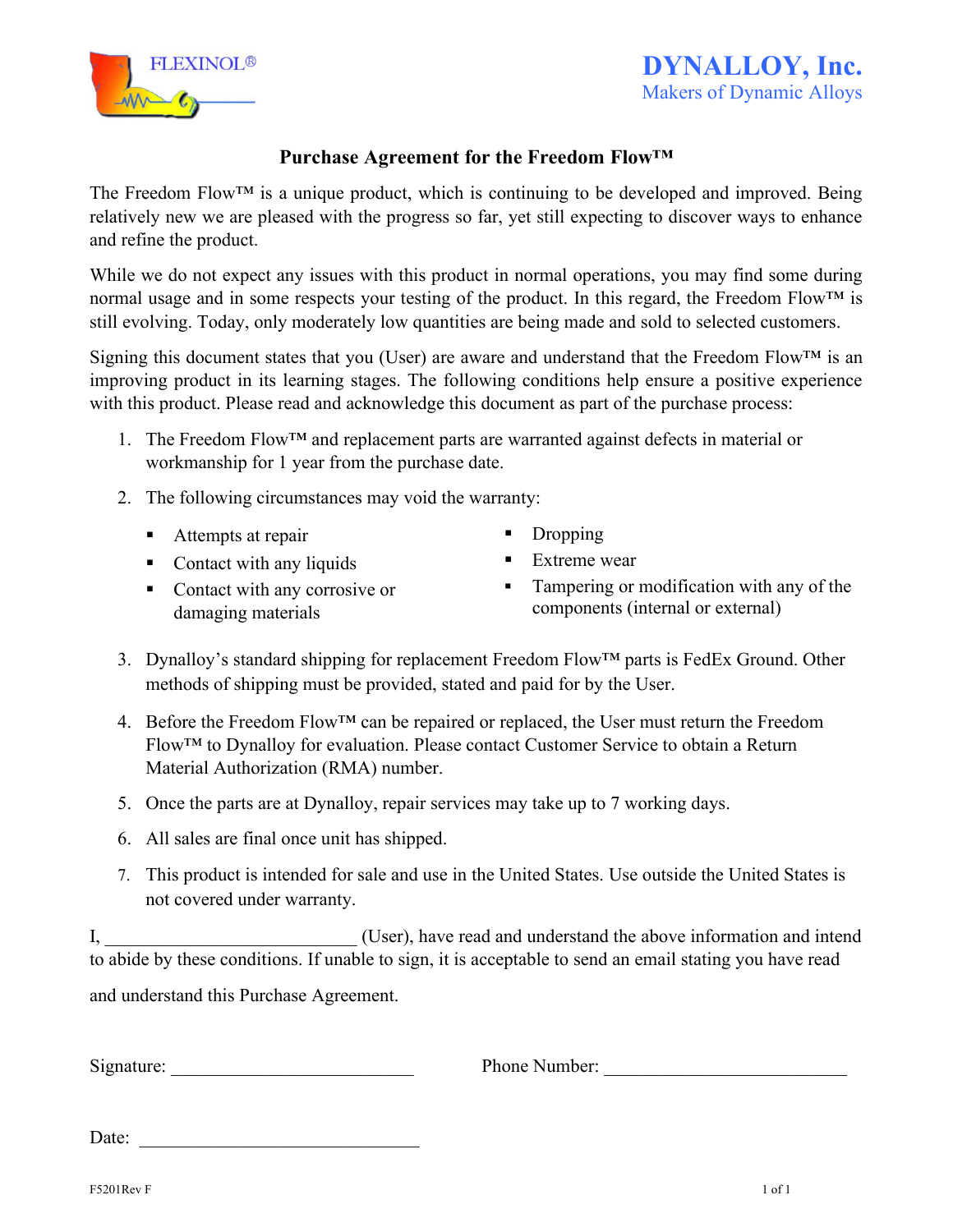FLEXINOL®

**DYNALLOY, Inc.**
Makers of Dynamic Alloys

## Purchase Agreement for the Freedom Flow™

The Freedom Flow™ is a unique product, which is continuing to be developed and improved. Being relatively new we are pleased with the progress so far, yet still expecting to discover ways to enhance and refine the product.

While we do not expect any issues with this product in normal operations, you may find some during normal usage and in some respects your testing of the product. In this regard, the Freedom Flow™ is still evolving. Today, only moderately low quantities are being made and sold to selected customers.

Signing this document states that you (User) are aware and understand that the Freedom Flow™ is an improving product in its learning stages. The following conditions help ensure a positive experience with this product. Please read and acknowledge this document as part of the purchase process:

1. The Freedom Flow™ and replacement parts are warranted against defects in material or workmanship for 1 year from the purchase date.
2. The following circumstances may void the warranty:
   - Attempts at repair
   - Contact with any liquids
   - Contact with any corrosive or damaging materials
   - Dropping
   - Extreme wear
   - Tampering or modification with any of the components (internal or external)
3. Dynalloy's standard shipping for replacement Freedom Flow™ parts is FedEx Ground. Other methods of shipping must be provided, stated and paid for by the User.
4. Before the Freedom Flow™ can be repaired or replaced, the User must return the Freedom Flow™ to Dynalloy for evaluation. Please contact Customer Service to obtain a Return Material Authorization (RMA) number.
5. Once the parts are at Dynalloy, repair services may take up to 7 working days.
6. All sales are final once unit has shipped.
7. This product is intended for sale and use in the United States. Use outside the United States is not covered under warranty.

I, ___________________________ (User), have read and understand the above information and intend to abide by these conditions. If unable to sign, it is acceptable to send an email stating you have read and understand this Purchase Agreement.

Signature: ___________________________ Phone Number: ___________________________

Date: ______________________________

F5201Rev F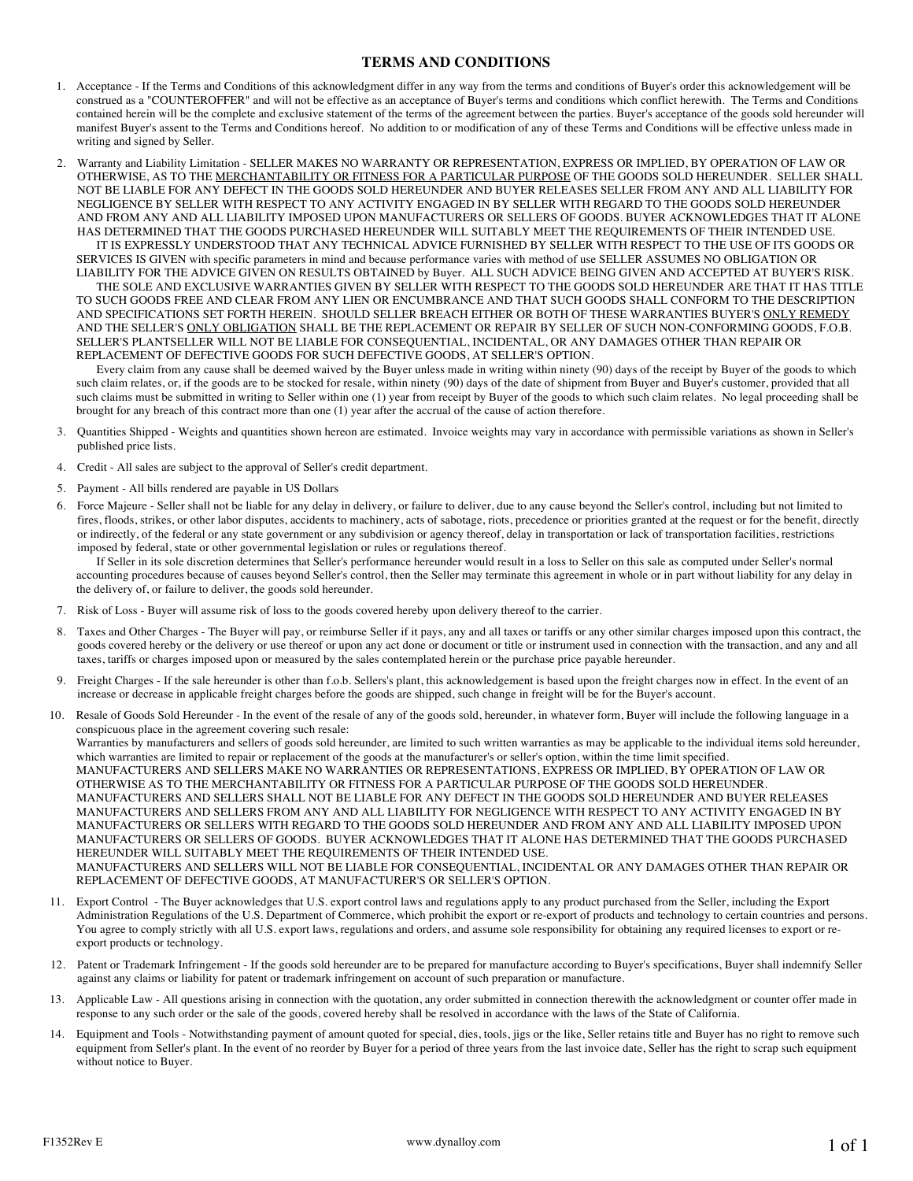## TERMS AND CONDITIONS

1. Acceptance - If the Terms and Conditions of this acknowledgment differ in any way from the terms and conditions of Buyer's order this acknowledgement will be construed as a "COUNTEROFFER" and will not be effective as an acceptance of Buyer's terms and conditions which conflict herewith. The Terms and Conditions contained herein will be the complete and exclusive statement of the terms of the agreement between the parties. Buyer's acceptance of the goods sold hereunder will manifest Buyer's assent to the Terms and Conditions hereof. No addition to or modification of any of these Terms and Conditions will be effective unless made in writing and signed by Seller.

2. Warranty and Liability Limitation - SELLER MAKES NO WARRANTY OR REPRESENTATION, EXPRESS OR IMPLIED, BY OPERATION OF LAW OR OTHERWISE, AS TO THE <u>MERCHANTABILITY OR FITNESS FOR A PARTICULAR PURPOSE</u> OF THE GOODS SOLD HEREUNDER. SELLER SHALL NOT BE LIABLE FOR ANY DEFECT IN THE GOODS SOLD HEREUNDER AND BUYER RELEASES SELLER FROM ANY AND ALL LIABILITY FOR NEGLIGENCE BY SELLER WITH RESPECT TO ANY ACTIVITY ENGAGED IN BY SELLER WITH REGARD TO THE GOODS SOLD HEREUNDER AND FROM ANY AND ALL LIABILITY IMPOSED UPON MANUFACTURERS OR SELLERS OF GOODS. BUYER ACKNOWLEDGES THAT IT ALONE HAS DETERMINED THAT THE GOODS PURCHASED HEREUNDER WILL SUITABLY MEET THE REQUIREMENTS OF THEIR INTENDED USE.

   IT IS EXPRESSLY UNDERSTOOD THAT ANY TECHNICAL ADVICE FURNISHED BY SELLER WITH RESPECT TO THE USE OF ITS GOODS OR SERVICES IS GIVEN with specific parameters in mind and because performance varies with method of use SELLER ASSUMES NO OBLIGATION OR LIABILITY FOR THE ADVICE GIVEN ON RESULTS OBTAINED by Buyer. ALL SUCH ADVICE BEING GIVEN AND ACCEPTED AT BUYER'S RISK.

   THE SOLE AND EXCLUSIVE WARRANTIES GIVEN BY SELLER WITH RESPECT TO THE GOODS SOLD HEREUNDER ARE THAT IT HAS TITLE TO SUCH GOODS FREE AND CLEAR FROM ANY LIEN OR ENCUMBRANCE AND THAT SUCH GOODS SHALL CONFORM TO THE DESCRIPTION AND SPECIFICATIONS SET FORTH HEREIN. SHOULD SELLER BREACH EITHER OR BOTH OF THESE WARRANTIES BUYER'S <u>ONLY REMEDY</u> AND THE SELLER'S <u>ONLY OBLIGATION</u> SHALL BE THE REPLACEMENT OR REPAIR BY SELLER OF SUCH NON-CONFORMING GOODS, F.O.B. SELLER'S PLANTSELLER WILL NOT BE LIABLE FOR CONSEQUENTIAL, INCIDENTAL, OR ANY DAMAGES OTHER THAN REPAIR OR REPLACEMENT OF DEFECTIVE GOODS FOR SUCH DEFECTIVE GOODS, AT SELLER'S OPTION.

   Every claim from any cause shall be deemed waived by the Buyer unless made in writing within ninety (90) days of the receipt by Buyer of the goods to which such claim relates, or, if the goods are to be stocked for resale, within ninety (90) days of the date of shipment from Buyer and Buyer's customer, provided that all such claims must be submitted in writing to Seller within one (1) year from receipt by Buyer of the goods to which such claim relates. No legal proceeding shall be brought for any breach of this contract more than one (1) year after the accrual of the cause of action therefore.

3. Quantities Shipped - Weights and quantities shown hereon are estimated. Invoice weights may vary in accordance with permissible variations as shown in Seller's published price lists.

4. Credit - All sales are subject to the approval of Seller's credit department.

5. Payment - All bills rendered are payable in US Dollars

6. Force Majeure - Seller shall not be liable for any delay in delivery, or failure to deliver, due to any cause beyond the Seller's control, including but not limited to fires, floods, strikes, or other labor disputes, accidents to machinery, acts of sabotage, riots, precedence or priorities granted at the request or for the benefit, directly or indirectly, of the federal or any state government or any subdivision or agency thereof, delay in transportation or lack of transportation facilities, restrictions imposed by federal, state or other governmental legislation or rules or regulations thereof.

   If Seller in its sole discretion determines that Seller's performance hereunder would result in a loss to Seller on this sale as computed under Seller's normal accounting procedures because of causes beyond Seller's control, then the Seller may terminate this agreement in whole or in part without liability for any delay in the delivery of, or failure to deliver, the goods sold hereunder.

7. Risk of Loss - Buyer will assume risk of loss to the goods covered hereby upon delivery thereof to the carrier.

8. Taxes and Other Charges - The Buyer will pay, or reimburse Seller if it pays, any and all taxes or tariffs or any other similar charges imposed upon this contract, the goods covered hereby or the delivery or use thereof or upon any act done or document or title or instrument used in connection with the transaction, and any and all taxes, tariffs or charges imposed upon or measured by the sales contemplated herein or the purchase price payable hereunder.

9. Freight Charges - If the sale hereunder is other than f.o.b. Sellers's plant, this acknowledgement is based upon the freight charges now in effect. In the event of an increase or decrease in applicable freight charges before the goods are shipped, such change in freight will be for the Buyer's account.

10. Resale of Goods Sold Hereunder - In the event of the resale of any of the goods sold, hereunder, in whatever form, Buyer will include the following language in a conspicuous place in the agreement covering such resale:
    Warranties by manufacturers and sellers of goods sold hereunder, are limited to such written warranties as may be applicable to the individual items sold hereunder, which warranties are limited to repair or replacement of the goods at the manufacturer's or seller's option, within the time limit specified.
    MANUFACTURERS AND SELLERS MAKE NO WARRANTIES OR REPRESENTATIONS, EXPRESS OR IMPLIED, BY OPERATION OF LAW OR OTHERWISE AS TO THE MERCHANTABILITY OR FITNESS FOR A PARTICULAR PURPOSE OF THE GOODS SOLD HEREUNDER. MANUFACTURERS AND SELLERS SHALL NOT BE LIABLE FOR ANY DEFECT IN THE GOODS SOLD HEREUNDER AND BUYER RELEASES MANUFACTURERS AND SELLERS FROM ANY AND ALL LIABILITY FOR NEGLIGENCE WITH RESPECT TO ANY ACTIVITY ENGAGED IN BY MANUFACTURERS OR SELLERS WITH REGARD TO THE GOODS SOLD HEREUNDER AND FROM ANY AND ALL LIABILITY IMPOSED UPON MANUFACTURERS OR SELLERS OF GOODS. BUYER ACKNOWLEDGES THAT IT ALONE HAS DETERMINED THAT THE GOODS PURCHASED HEREUNDER WILL SUITABLY MEET THE REQUIREMENTS OF THEIR INTENDED USE.
    MANUFACTURERS AND SELLERS WILL NOT BE LIABLE FOR CONSEQUENTIAL, INCIDENTAL OR ANY DAMAGES OTHER THAN REPAIR OR REPLACEMENT OF DEFECTIVE GOODS, AT MANUFACTURER'S OR SELLER'S OPTION.

11. Export Control - The Buyer acknowledges that U.S. export control laws and regulations apply to any product purchased from the Seller, including the Export Administration Regulations of the U.S. Department of Commerce, which prohibit the export or re-export of products and technology to certain countries and persons. You agree to comply strictly with all U.S. export laws, regulations and orders, and assume sole responsibility for obtaining any required licenses to export or re-export products or technology.

12. Patent or Trademark Infringement - If the goods sold hereunder are to be prepared for manufacture according to Buyer's specifications, Buyer shall indemnify Seller against any claims or liability for patent or trademark infringement on account of such preparation or manufacture.

13. Applicable Law - All questions arising in connection with the quotation, any order submitted in connection therewith the acknowledgment or counter offer made in response to any such order or the sale of the goods, covered hereby shall be resolved in accordance with the laws of the State of California.

14. Equipment and Tools - Notwithstanding payment of amount quoted for special, dies, tools, jigs or the like, Seller retains title and Buyer has no right to remove such equipment from Seller's plant. In the event of no reorder by Buyer for a period of three years from the last invoice date, Seller has the right to scrap such equipment without notice to Buyer.

F1352Rev E www.dynalloy.com